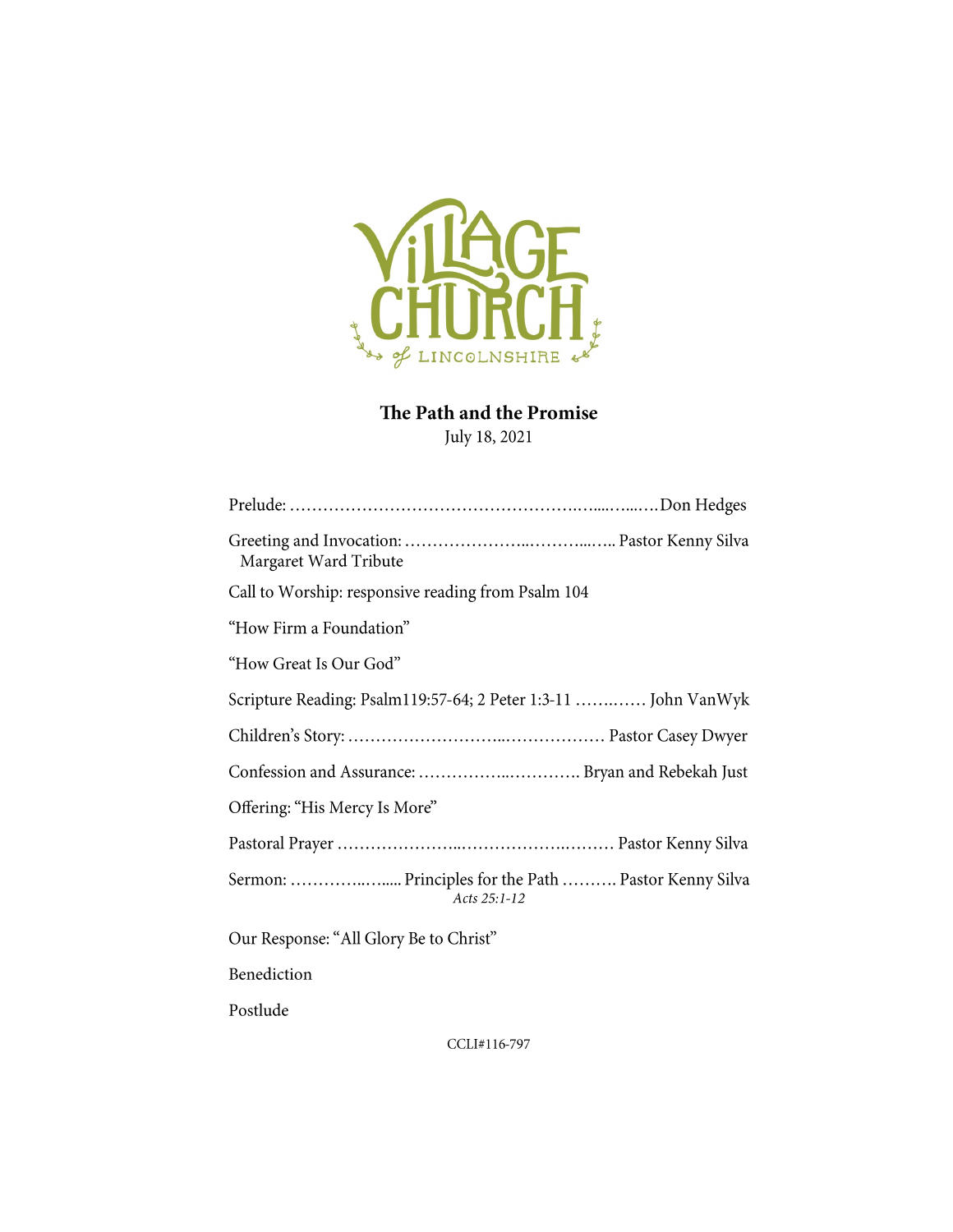# Village Church of Lincolnshire

**The Path and the Promise**
July 18, 2021

Prelude: ……………………………………………….…....…...….Don Hedges

Greeting and Invocation: …………………..………...….. Pastor Kenny Silva
Margaret Ward Tribute

Call to Worship: responsive reading from Psalm 104

"How Firm a Foundation"

"How Great Is Our God"

Scripture Reading: Psalm119:57-64; 2 Peter 1:3-11 …….…… John VanWyk

Children's Story: ……………………….……………… Pastor Casey Dwyer

Confession and Assurance: ……………..…………. Bryan and Rebekah Just

Offering: "His Mercy Is More"

Pastoral Prayer …………………..…………………..……… Pastor Kenny Silva

Sermon: …………..….... Principles for the Path ………. Pastor Kenny Silva
*Acts 25:1-12*

Our Response: "All Glory Be to Christ"

Benediction

Postlude

CCLI#116-797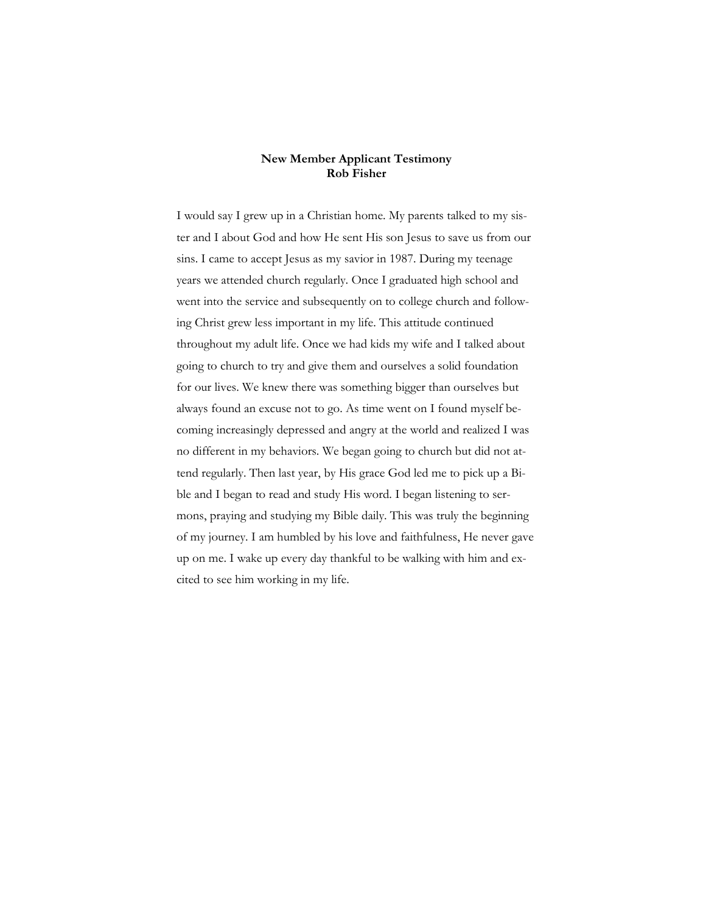**New Member Applicant Testimony**
**Rob Fisher**

I would say I grew up in a Christian home. My parents talked to my sister and I about God and how He sent His son Jesus to save us from our sins. I came to accept Jesus as my savior in 1987. During my teenage years we attended church regularly. Once I graduated high school and went into the service and subsequently on to college church and following Christ grew less important in my life. This attitude continued throughout my adult life. Once we had kids my wife and I talked about going to church to try and give them and ourselves a solid foundation for our lives. We knew there was something bigger than ourselves but always found an excuse not to go. As time went on I found myself becoming increasingly depressed and angry at the world and realized I was no different in my behaviors. We began going to church but did not attend regularly. Then last year, by His grace God led me to pick up a Bible and I began to read and study His word. I began listening to sermons, praying and studying my Bible daily. This was truly the beginning of my journey. I am humbled by his love and faithfulness, He never gave up on me. I wake up every day thankful to be walking with him and excited to see him working in my life.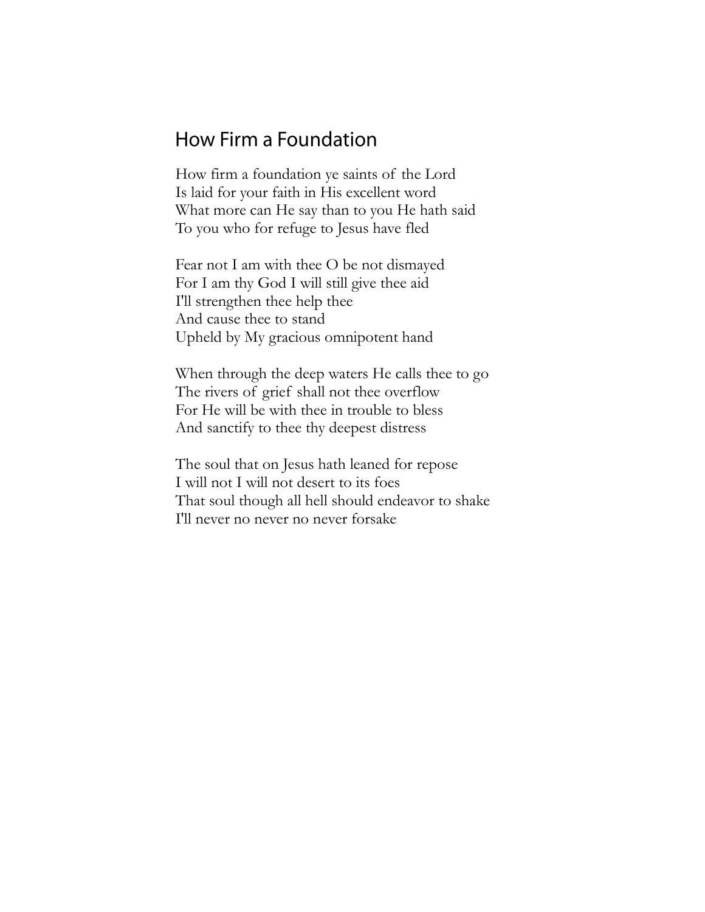## How Firm a Foundation

How firm a foundation ye saints of the Lord  
Is laid for your faith in His excellent word  
What more can He say than to you He hath said  
To you who for refuge to Jesus have fled

Fear not I am with thee O be not dismayed  
For I am thy God I will still give thee aid  
I'll strengthen thee help thee  
And cause thee to stand  
Upheld by My gracious omnipotent hand

When through the deep waters He calls thee to go  
The rivers of grief shall not thee overflow  
For He will be with thee in trouble to bless  
And sanctify to thee thy deepest distress

The soul that on Jesus hath leaned for repose  
I will not I will not desert to its foes  
That soul though all hell should endeavor to shake  
I'll never no never no never forsake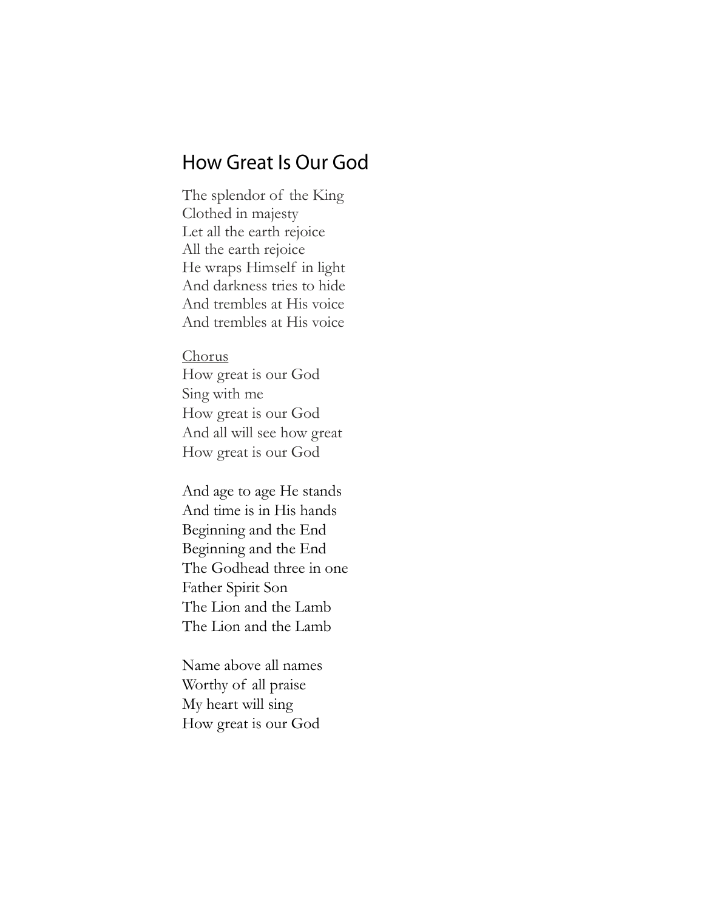## How Great Is Our God

The splendor of the King  
Clothed in majesty  
Let all the earth rejoice  
All the earth rejoice  
He wraps Himself in light  
And darkness tries to hide  
And trembles at His voice  
And trembles at His voice

Chorus  
How great is our God  
Sing with me  
How great is our God  
And all will see how great  
How great is our God

And age to age He stands  
And time is in His hands  
Beginning and the End  
Beginning and the End  
The Godhead three in one  
Father Spirit Son  
The Lion and the Lamb  
The Lion and the Lamb

Name above all names  
Worthy of all praise  
My heart will sing  
How great is our God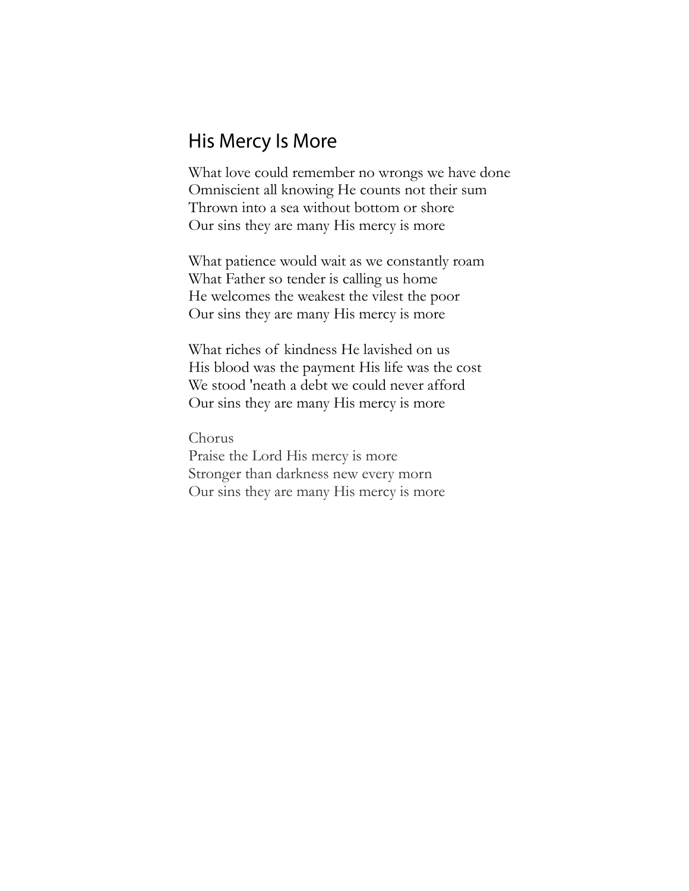## His Mercy Is More

What love could remember no wrongs we have done
Omniscient all knowing He counts not their sum
Thrown into a sea without bottom or shore
Our sins they are many His mercy is more

What patience would wait as we constantly roam
What Father so tender is calling us home
He welcomes the weakest the vilest the poor
Our sins they are many His mercy is more

What riches of kindness He lavished on us
His blood was the payment His life was the cost
We stood 'neath a debt we could never afford
Our sins they are many His mercy is more

Chorus
Praise the Lord His mercy is more
Stronger than darkness new every morn
Our sins they are many His mercy is more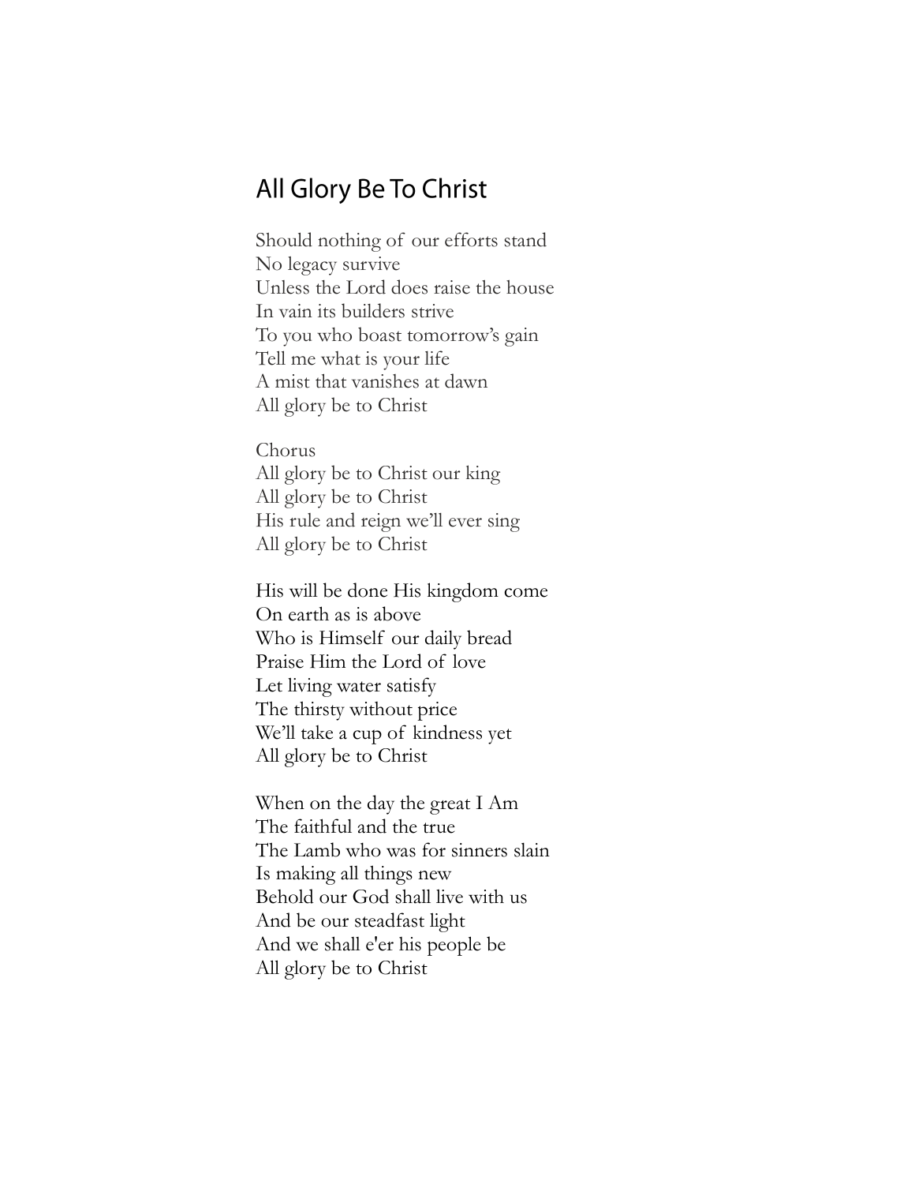# All Glory Be To Christ

Should nothing of our efforts stand
No legacy survive
Unless the Lord does raise the house
In vain its builders strive
To you who boast tomorrow's gain
Tell me what is your life
A mist that vanishes at dawn
All glory be to Christ

Chorus
All glory be to Christ our king
All glory be to Christ
His rule and reign we'll ever sing
All glory be to Christ

His will be done His kingdom come
On earth as is above
Who is Himself our daily bread
Praise Him the Lord of love
Let living water satisfy
The thirsty without price
We'll take a cup of kindness yet
All glory be to Christ

When on the day the great I Am
The faithful and the true
The Lamb who was for sinners slain
Is making all things new
Behold our God shall live with us
And be our steadfast light
And we shall e'er his people be
All glory be to Christ